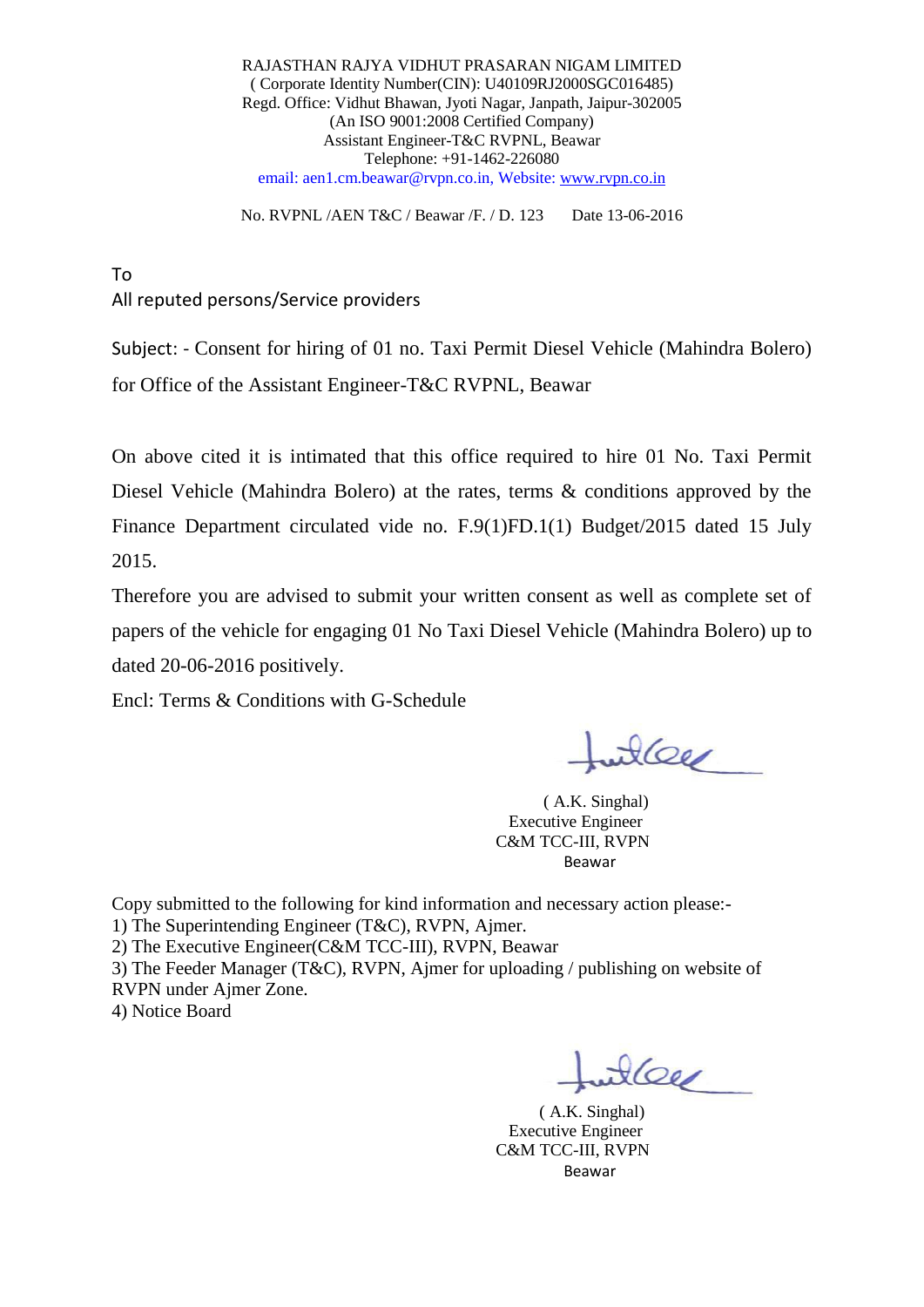RAJASTHAN RAJYA VIDHUT PRASARAN NIGAM LIMITED
( Corporate Identity Number(CIN): U40109RJ2000SGC016485)
Regd. Office: Vidhut Bhawan, Jyoti Nagar, Janpath, Jaipur-302005
(An ISO 9001:2008 Certified Company)
Assistant Engineer-T&C RVPNL, Beawar
Telephone: +91-1462-226080
email: aen1.cm.beawar@rvpn.co.in, Website: www.rvpn.co.in

No. RVPNL /AEN T&C / Beawar /F. / D. 123 Date 13-06-2016

To
All reputed persons/Service providers

Subject: - Consent for hiring of 01 no. Taxi Permit Diesel Vehicle (Mahindra Bolero) for Office of the Assistant Engineer-T&C RVPNL, Beawar

On above cited it is intimated that this office required to hire 01 No. Taxi Permit Diesel Vehicle (Mahindra Bolero) at the rates, terms & conditions approved by the Finance Department circulated vide no. F.9(1)FD.1(1) Budget/2015 dated 15 July 2015.

Therefore you are advised to submit your written consent as well as complete set of papers of the vehicle for engaging 01 No Taxi Diesel Vehicle (Mahindra Bolero) up to dated 20-06-2016 positively.

Encl: Terms & Conditions with G-Schedule

( A.K. Singhal)
Executive Engineer
C&M TCC-III, RVPN
Beawar

Copy submitted to the following for kind information and necessary action please:-
1) The Superintending Engineer (T&C), RVPN, Ajmer.
2) The Executive Engineer(C&M TCC-III), RVPN, Beawar
3) The Feeder Manager (T&C), RVPN, Ajmer for uploading / publishing on website of RVPN under Ajmer Zone.
4) Notice Board

( A.K. Singhal)
Executive Engineer
C&M TCC-III, RVPN
Beawar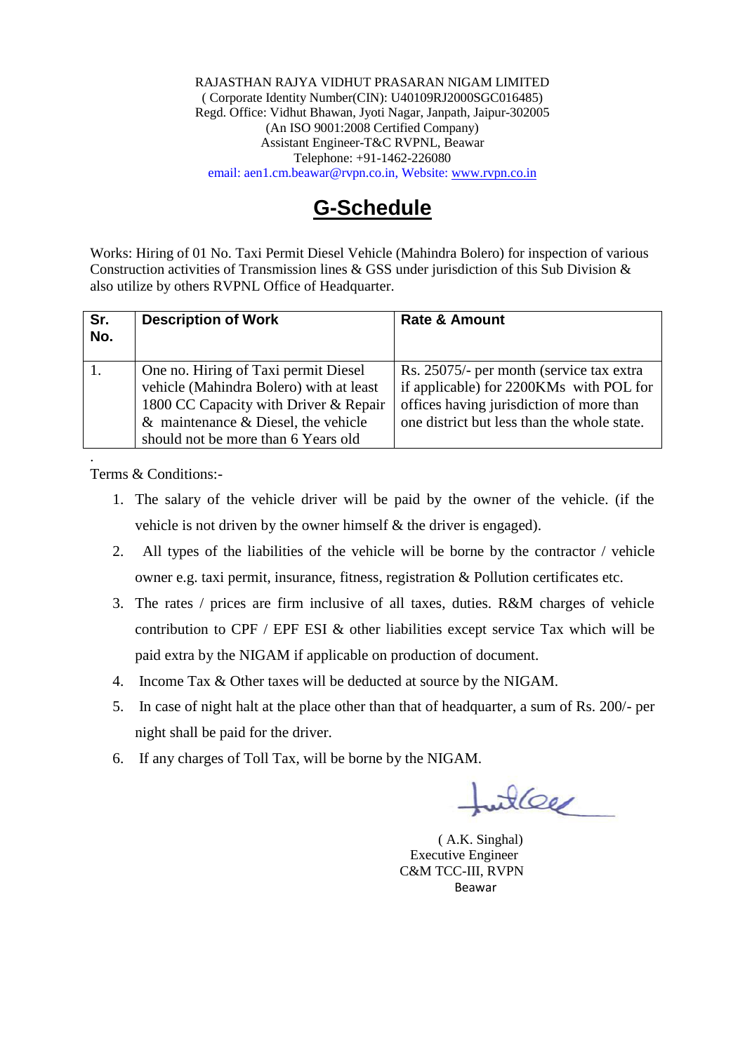RAJASTHAN RAJYA VIDHUT PRASARAN NIGAM LIMITED
( Corporate Identity Number(CIN): U40109RJ2000SGC016485)
Regd. Office: Vidhut Bhawan, Jyoti Nagar, Janpath, Jaipur-302005
(An ISO 9001:2008 Certified Company)
Assistant Engineer-T&C RVPNL, Beawar
Telephone: +91-1462-226080
email: aen1.cm.beawar@rvpn.co.in, Website: www.rvpn.co.in

# G-Schedule

Works: Hiring of 01 No. Taxi Permit Diesel Vehicle (Mahindra Bolero) for inspection of various Construction activities of Transmission lines & GSS under jurisdiction of this Sub Division & also utilize by others RVPNL Office of Headquarter.

| Sr. No. | Description of Work | Rate & Amount |
|---|---|---|
| 1. | One no. Hiring of Taxi permit Diesel vehicle (Mahindra Bolero) with at least 1800 CC Capacity with Driver & Repair & maintenance & Diesel, the vehicle should not be more than 6 Years old | Rs. 25075/- per month (service tax extra if applicable) for 2200KMs with POL for offices having jurisdiction of more than one district but less than the whole state. |

Terms & Conditions:-

1. The salary of the vehicle driver will be paid by the owner of the vehicle. (if the vehicle is not driven by the owner himself & the driver is engaged).
2. All types of the liabilities of the vehicle will be borne by the contractor / vehicle owner e.g. taxi permit, insurance, fitness, registration & Pollution certificates etc.
3. The rates / prices are firm inclusive of all taxes, duties. R&M charges of vehicle contribution to CPF / EPF ESI & other liabilities except service Tax which will be paid extra by the NIGAM if applicable on production of document.
4. Income Tax & Other taxes will be deducted at source by the NIGAM.
5. In case of night halt at the place other than that of headquarter, a sum of Rs. 200/- per night shall be paid for the driver.
6. If any charges of Toll Tax, will be borne by the NIGAM.

( A.K. Singhal)
Executive Engineer
C&M TCC-III, RVPN
Beawar